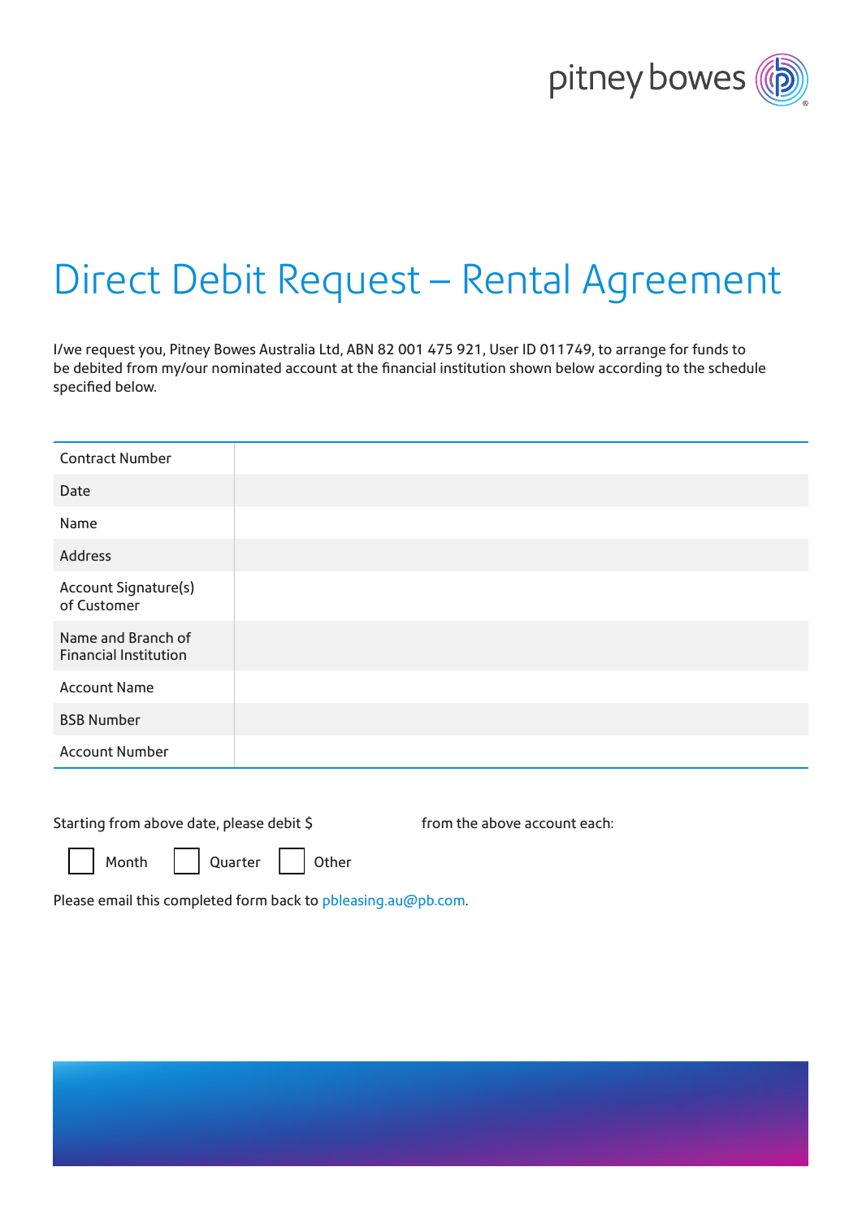pitney bowes

# Direct Debit Request – Rental Agreement

I/we request you, Pitney Bowes Australia Ltd, ABN 82 001 475 921, User ID 011749, to arrange for funds to be debited from my/our nominated account at the financial institution shown below according to the schedule specified below.

| | |
|---|---|
| Contract Number | |
| Date | |
| Name | |
| Address | |
| Account Signature(s) of Customer | |
| Name and Branch of Financial Institution | |
| Account Name | |
| BSB Number | |
| Account Number | |

Starting from above date, please debit $ from the above account each:

☐ Month ☐ Quarter ☐ Other

Please email this completed form back to pbleasing.au@pb.com.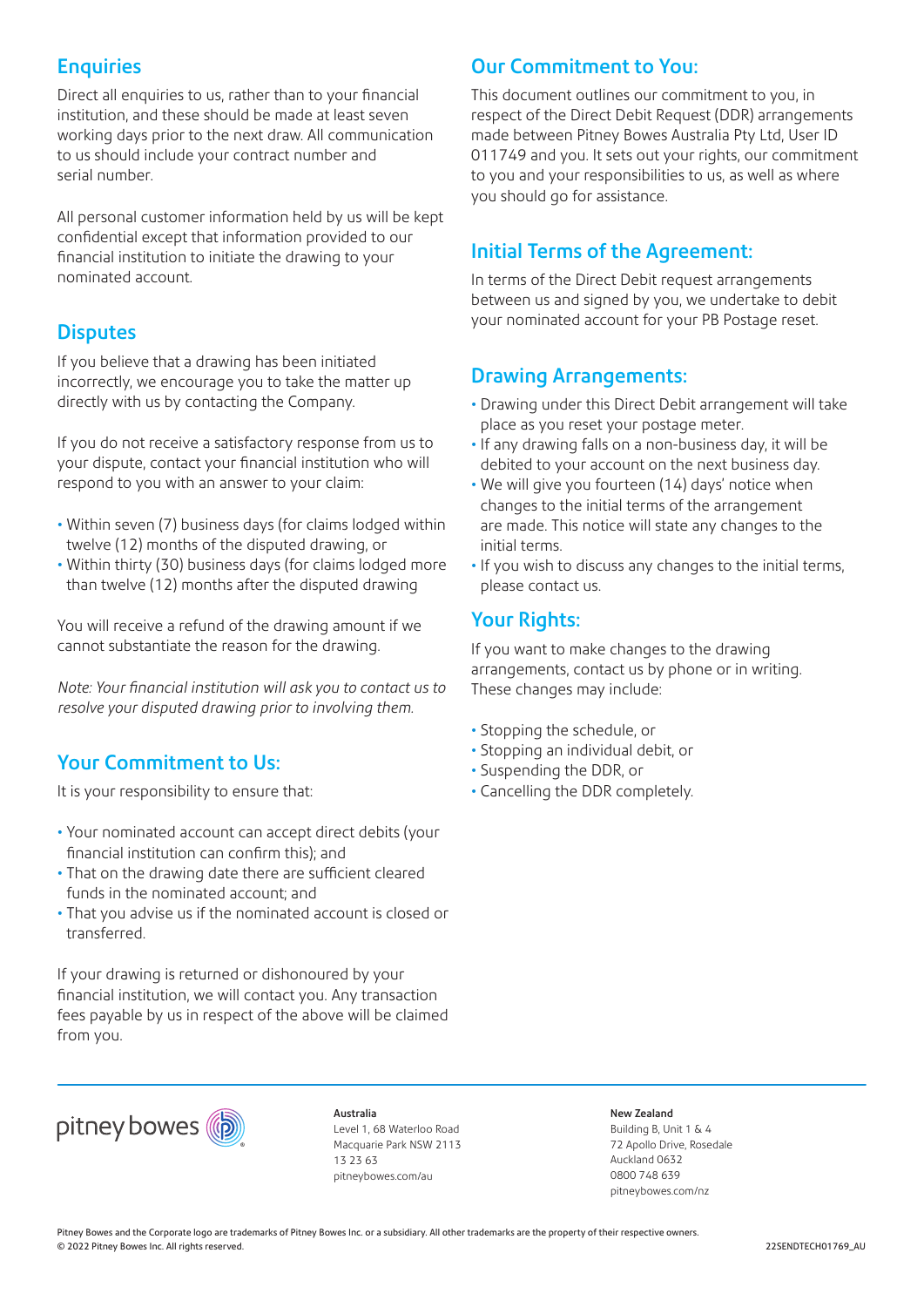## Enquiries

Direct all enquiries to us, rather than to your financial institution, and these should be made at least seven working days prior to the next draw. All communication to us should include your contract number and serial number.

All personal customer information held by us will be kept confidential except that information provided to our financial institution to initiate the drawing to your nominated account.

## Disputes

If you believe that a drawing has been initiated incorrectly, we encourage you to take the matter up directly with us by contacting the Company.

If you do not receive a satisfactory response from us to your dispute, contact your financial institution who will respond to you with an answer to your claim:

- Within seven (7) business days (for claims lodged within twelve (12) months of the disputed drawing, or
- Within thirty (30) business days (for claims lodged more than twelve (12) months after the disputed drawing

You will receive a refund of the drawing amount if we cannot substantiate the reason for the drawing.

*Note: Your financial institution will ask you to contact us to resolve your disputed drawing prior to involving them.*

## Your Commitment to Us:

It is your responsibility to ensure that:

- Your nominated account can accept direct debits (your financial institution can confirm this); and
- That on the drawing date there are sufficient cleared funds in the nominated account; and
- That you advise us if the nominated account is closed or transferred.

If your drawing is returned or dishonoured by your financial institution, we will contact you. Any transaction fees payable by us in respect of the above will be claimed from you.

## Our Commitment to You:

This document outlines our commitment to you, in respect of the Direct Debit Request (DDR) arrangements made between Pitney Bowes Australia Pty Ltd, User ID 011749 and you. It sets out your rights, our commitment to you and your responsibilities to us, as well as where you should go for assistance.

## Initial Terms of the Agreement:

In terms of the Direct Debit request arrangements between us and signed by you, we undertake to debit your nominated account for your PB Postage reset.

## Drawing Arrangements:

- Drawing under this Direct Debit arrangement will take place as you reset your postage meter.
- If any drawing falls on a non-business day, it will be debited to your account on the next business day.
- We will give you fourteen (14) days' notice when changes to the initial terms of the arrangement are made. This notice will state any changes to the initial terms.
- If you wish to discuss any changes to the initial terms, please contact us.

## Your Rights:

If you want to make changes to the drawing arrangements, contact us by phone or in writing. These changes may include:

- Stopping the schedule, or
- Stopping an individual debit, or
- Suspending the DDR, or
- Cancelling the DDR completely.

pitney bowes

**Australia**
Level 1, 68 Waterloo Road
Macquarie Park NSW 2113
13 23 63
pitneybowes.com/au

**New Zealand**
Building B, Unit 1 & 4
72 Apollo Drive, Rosedale
Auckland 0632
0800 748 639
pitneybowes.com/nz

Pitney Bowes and the Corporate logo are trademarks of Pitney Bowes Inc. or a subsidiary. All other trademarks are the property of their respective owners.
© 2022 Pitney Bowes Inc. All rights reserved.

22SENDTECH01769_AU